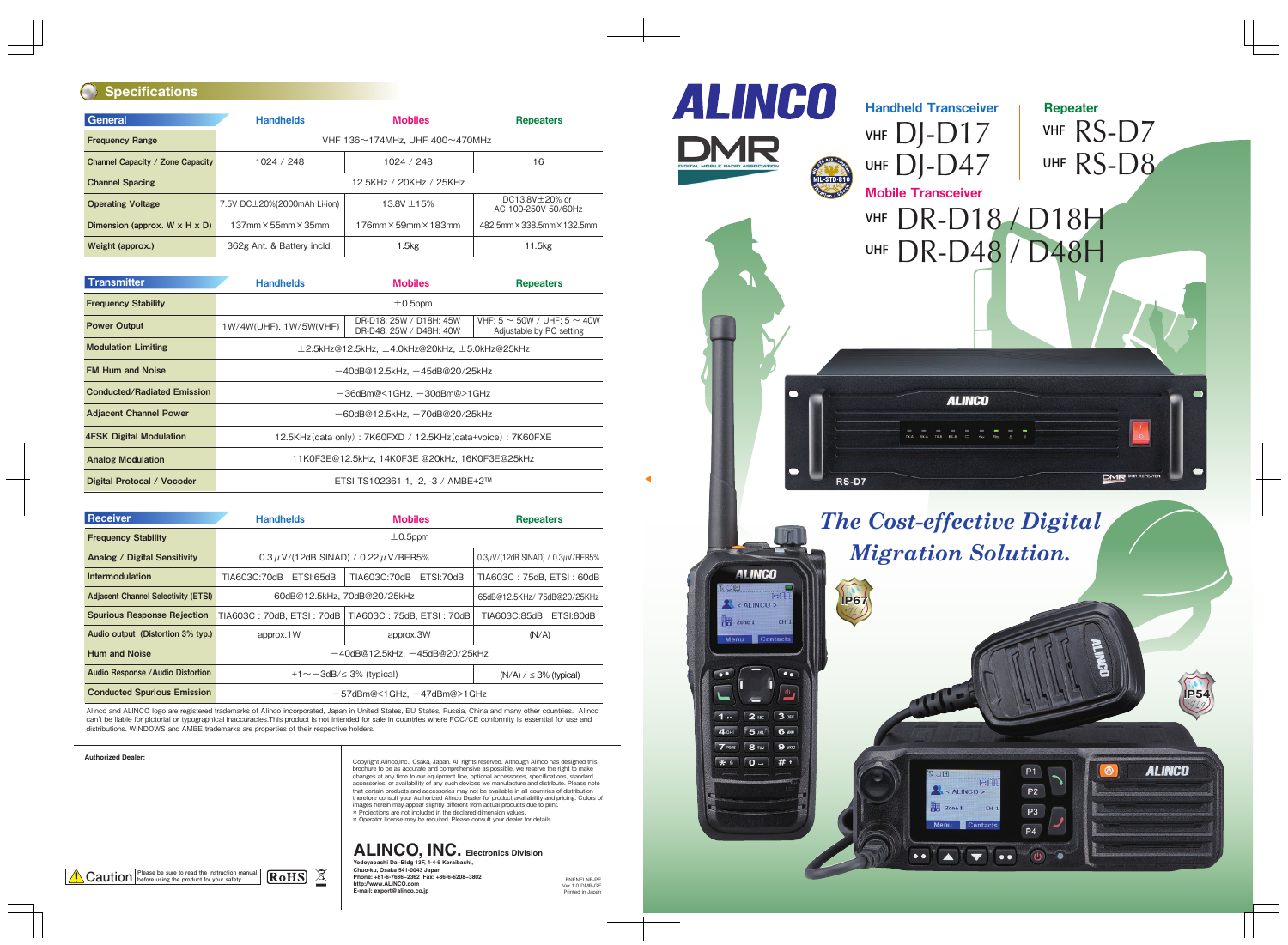## Specifications

| General | Handhelds | Mobiles | Repeaters |
|---|---|---|---|
| Frequency Range | VHF 136~174MHz, UHF 400~470MHz | | |
| Channel Capacity / Zone Capacity | 1024 / 248 | 1024 / 248 | 16 |
| Channel Spacing | 12.5KHz / 20KHz / 25KHz | | |
| Operating Voltage | 7.5V DC±20%(2000mAh Li-ion) | 13.8V ±15% | DC13.8V±20% or AC 100-250V 50/60Hz |
| Dimension (approx. W x H x D) | 137mm×55mm×35mm | 176mm×59mm×183mm | 482.5mm×338.5mm×132.5mm |
| Weight (approx.) | 362g Ant. & Battery incld. | 1.5kg | 11.5kg |

| Transmitter | Handhelds | Mobiles | Repeaters |
|---|---|---|---|
| Frequency Stability | ±0.5ppm | | |
| Power Output | 1W/4W(UHF), 1W/5W(VHF) | DR-D18: 25W / D18H: 45W DR-D48: 25W / D48H: 40W | VHF: 5 ~ 50W / UHF: 5 ~ 40W Adjustable by PC setting |
| Modulation Limiting | ±2.5kHz@12.5kHz, ±4.0kHz@20kHz, ±5.0kHz@25kHz | | |
| FM Hum and Noise | −40dB@12.5kHz, −45dB@20/25kHz | | |
| Conducted/Radiated Emission | −36dBm@<1GHz, −30dBm@>1GHz | | |
| Adjacent Channel Power | −60dB@12.5kHz, −70dB@20/25kHz | | |
| 4FSK Digital Modulation | 12.5KHz(data only) : 7K60FXD / 12.5KHz(data+voice) : 7K60FXE | | |
| Analog Modulation | 11K0F3E@12.5kHz, 14K0F3E @20kHz, 16K0F3E@25kHz | | |
| Digital Protocal / Vocoder | ETSI TS102361-1, -2, -3 / AMBE+2™ | | |

| Receiver | Handhelds | Mobiles | Repeaters |
|---|---|---|---|
| Frequency Stability | ±0.5ppm | | |
| Analog / Digital Sensitivity | 0.3μV/(12dB SINAD) / 0.22μV/BER5% | | 0.3μV/(12dB SINAD) / 0.3μV/BER5% |
| Intermodulation | TIA603C:70dB ETSI:65dB | TIA603C:70dB ETSI:70dB | TIA603C : 75dB, ETSI : 60dB |
| Adjacent Channel Selectivity (ETSI) | 60dB@12.5kHz, 70dB@20/25kHz | | 65dB@12.5KHz/ 75dB@20/25KHz |
| Spurious Response Rejection | TIA603C : 70dB, ETSI : 70dB | TIA603C : 75dB, ETSI : 70dB | TIA603C:85dB ETSI:80dB |
| Audio output (Distortion 3% typ.) | approx.1W | approx.3W | (N/A) |
| Hum and Noise | −40dB@12.5kHz, −45dB@20/25kHz | | |
| Audio Response / Audio Distortion | +1~−3dB/≤ 3% (typical) | | (N/A) / ≤ 3% (typical) |
| Conducted Spurious Emission | −57dBm@<1GHz, −47dBm@>1GHz | | |

Alinco and ALINCO logo are registered trademarks of Alinco incorporated, Japan in United States, EU States, Russia, China and many other countries. Alinco can't be liable for pictorial or typographical inaccuracies.This product is not intended for sale in countries where FCC/CE conformity is essential for use and distributions. WINDOWS and AMBE trademarks are properties of their respective holders.

**Authorized Dealer:**

Copyright Alinco,Inc., Osaka, Japan. All rights reserved. Although Alinco has designed this brochure to be as accurate and comprehensive as possible, we reserve the right to make changes at any time to our equipment line, optional accessories, specifications, standard accessories, or availability of any such devices we manufacture and distribute. Please note that certain products and accessories may not be available in all countries of distribution therefore consult your Authorized Alinco Dealer for product availability and pricing. Colors of images herein may appear slightly different from actual products due to print.
\* Projections are not included in the declared dimension values.
\* Operator license may be required. Please consult your dealer for details.

**ALINCO, INC.** Electronics Division
Yodoyabashi Dai-Bldg 13F, 4-4-9 Koraibashi, Chuo-ku, Osaka 541-0043 Japan
Phone: +81-6-7636-2362 Fax: +86-6-6208-3802
http://www.ALINCO.com
E-mail: export@alinco.co.jp

PNFNELNF-PE
Ver.1.0 DMR-GE
Printed in Japan

Caution: Please be sure to read the instruction manual before using the product for your safety.

RoHS

# ALINCO DMR

DIGITAL MOBILE RADIO ASSOCIATION

MIL-STD-810

**Handheld Transceiver**
VHF DJ-D17
UHF DJ-D47

**Mobile Transceiver**
VHF DR-D18 / D18H
UHF DR-D48 / D48H

**Repeater**
VHF RS-D7
UHF RS-D8

RS-D7

*The Cost-effective Digital Migration Solution.*

IP67

IP54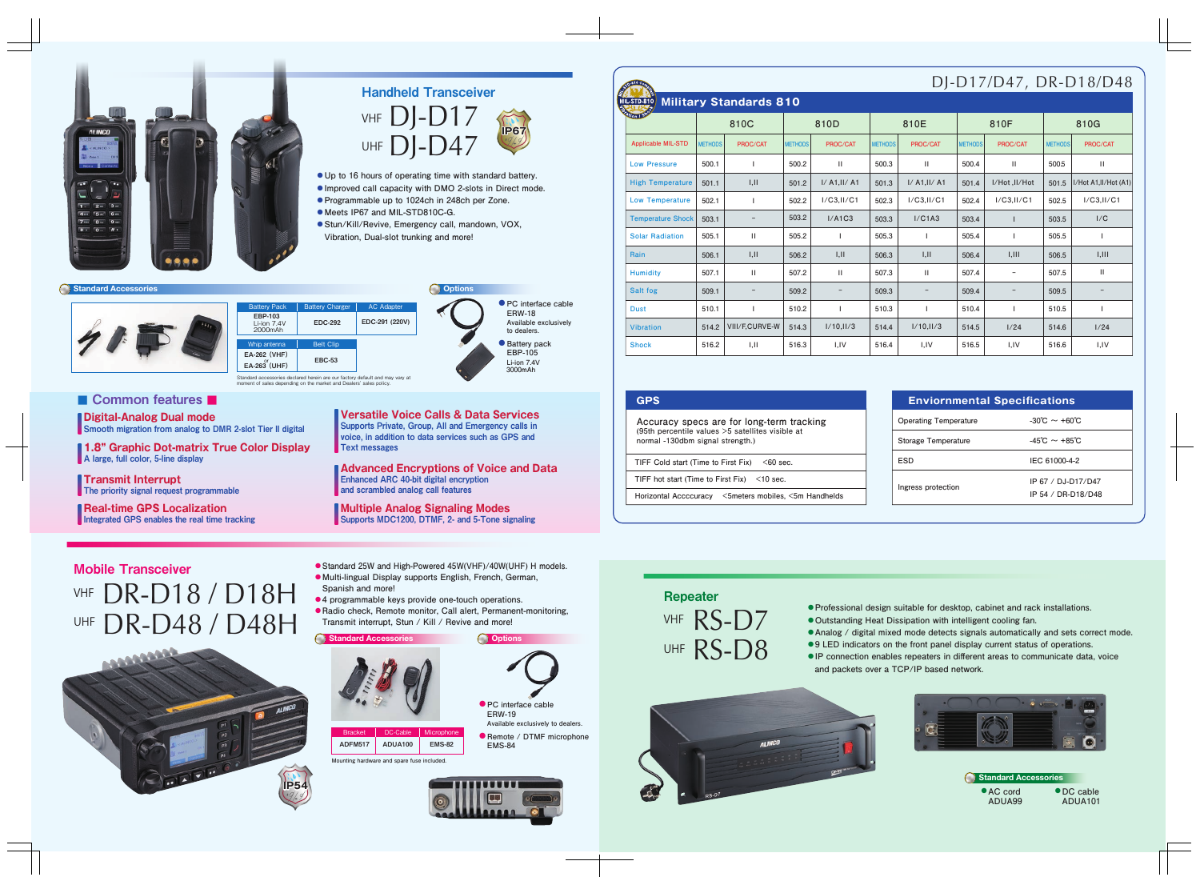## Handheld Transceiver

VHF DJ-D17
UHF DJ-D47

IP67

- Up to 16 hours of operating time with standard battery.
- Improved call capacity with DMO 2-slots in Direct mode.
- Programmable up to 1024ch in 248ch per Zone.
- Meets IP67 and MIL-STD810C-G.
- Stun/Kill/Revive, Emergency call, mandown, VOX, Vibration, Dual-slot trunking and more!

### Standard Accessories

| Battery Pack | Battery Charger | AC Adapter |
|---|---|---|
| EBP-103 Li-ion 7.4V 2000mAh | EDC-292 | EDC-291 (220V) |

| Whip antenna | Belt Clip |
|---|---|
| EA-262 (VHF) or EA-263 (UHF) | EBC-53 |

Standard accessories declared herein are our factory default and may vary at moment of sales depending on the market and Dealers' sales policy.

### Options

- PC interface cable ERW-18 Available exclusively to dealers.
- Battery pack EBP-105 Li-ion 7.4V 3000mAh

## Common features

**Digital-Analog Dual mode**
Smooth migration from analog to DMR 2-slot Tier II digital

**1.8" Graphic Dot-matrix True Color Display**
A large, full color, 5-line display

**Transmit Interrupt**
The priority signal request programmable

**Real-time GPS Localization**
Integrated GPS enables the real time tracking

**Versatile Voice Calls & Data Services**
Supports Private, Group, All and Emergency calls in voice, in addition to data services such as GPS and Text messages

**Advanced Encryptions of Voice and Data**
Enhanced ARC 40-bit digital encryption and scrambled analog call features

**Multiple Analog Signaling Modes**
Supports MDC1200, DTMF, 2- and 5-Tone signaling

## Mobile Transceiver

VHF DR-D18 / D18H
UHF DR-D48 / D48H

IP54

- Standard 25W and High-Powered 45W(VHF)/40W(UHF) H models.
- Multi-lingual Display supports English, French, German, Spanish and more!
- 4 programmable keys provide one-touch operations.
- Radio check, Remote monitor, Call alert, Permanent-monitoring, Transmit interrupt, Stun / Kill / Revive and more!

### Standard Accessories

| Bracket | DC-Cable | Microphone |
|---|---|---|
| ADFM517 | ADUA100 | EMS-82 |

Mounting hardware and spare fuse included.

### Options

- PC interface cable ERW-19 Available exclusively to dealers.
- Remote / DTMF microphone EMS-84

# DJ-D17/D47, DR-D18/D48

## Military Standards 810

| | 810C | | 810D | | 810E | | 810F | | 810G | |
|---|---|---|---|---|---|---|---|---|---|---|
| Applicable MIL-STD | METHODS | PROC/CAT | METHODS | PROC/CAT | METHODS | PROC/CAT | METHODS | PROC/CAT | METHODS | PROC/CAT |
| Low Pressure | 500.1 | I | 500.2 | II | 500.3 | II | 500.4 | II | 500.5 | II |
| High Temperature | 501.1 | I,II | 501.2 | I/ A1,II/ A1 | 501.3 | I/ A1,II/ A1 | 501.4 | I/Hot ,II/Hot | 501.5 | I/Hot A1,II/Hot (A1) |
| Low Temperature | 502.1 | I | 502.2 | I/C3,II/C1 | 502.3 | I/C3,II/C1 | 502.4 | I/C3,II/C1 | 502.5 | I/C3,II/C1 |
| Temperature Shock | 503.1 | – | 503.2 | I/A1C3 | 503.3 | I/C1A3 | 503.4 | I | 503.5 | I/C |
| Solar Radiation | 505.1 | II | 505.2 | I | 505.3 | I | 505.4 | I | 505.5 | I |
| Rain | 506.1 | I,II | 506.2 | I,II | 506.3 | I,II | 506.4 | I,III | 506.5 | I,III |
| Humidity | 507.1 | II | 507.2 | II | 507.3 | II | 507.4 | – | 507.5 | II |
| Salt fog | 509.1 | – | 509.2 | – | 509.3 | – | 509.4 | – | 509.5 | – |
| Dust | 510.1 | I | 510.2 | I | 510.3 | I | 510.4 | I | 510.5 | I |
| Vibration | 514.2 | VIII/F,CURVE-W | 514.3 | I/10,II/3 | 514.4 | I/10,II/3 | 514.5 | I/24 | 514.6 | I/24 |
| Shock | 516.2 | I,II | 516.3 | I,IV | 516.4 | I,IV | 516.5 | I,IV | 516.6 | I,IV |

## GPS

Accuracy specs are for long-term tracking (95th percentile values >5 satellites visible at normal -130dbm signal strength.)

| | |
|---|---|
| TIFF Cold start (Time to First Fix) | <60 sec. |
| TIFF hot start (Time to First Fix) | <10 sec. |
| Horizontal Acccuracy | <5meters mobiles, <5m Handhelds |

## Enviornmental Specifications

| | |
|---|---|
| Operating Temperature | -30℃ ～ +60℃ |
| Storage Temperature | -45℃ ～ +85℃ |
| ESD | IEC 61000-4-2 |
| Ingress protection | IP 67 / DJ-D17/D47<br>IP 54 / DR-D18/D48 |

## Repeater

VHF RS-D7
UHF RS-D8

- Professional design suitable for desktop, cabinet and rack installations.
- Outstanding Heat Dissipation with intelligent cooling fan.
- Analog / digital mixed mode detects signals automatically and sets correct mode.
- 9 LED indicators on the front panel display current status of operations.
- IP connection enables repeaters in different areas to communicate data, voice and packets over a TCP/IP based network.

### Standard Accessories

- AC cord ADUA99
- DC cable ADUA101